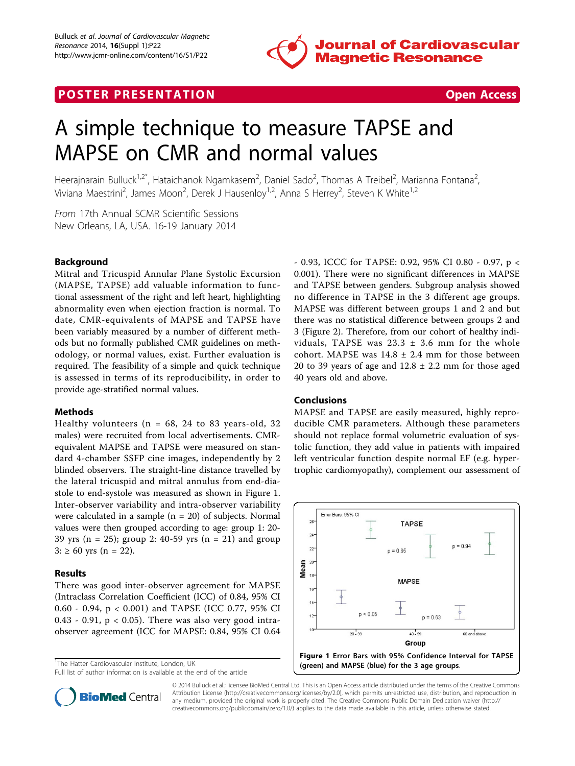POSTER PRESENTATION

Open Access

# A simple technique to measure TAPSE and MAPSE on CMR and normal values

Heerajnarain Bulluck[1,2*], Hataichanok Ngamkasem[2], Daniel Sado[2], Thomas A Treibel[2], Marianna Fontana[2], Viviana Maestrini[2], James Moon[2], Derek J Hausenloy[1,2], Anna S Herrey[2], Steven K White[1,2]

*From* 17th Annual SCMR Scientific Sessions
New Orleans, LA, USA. 16-19 January 2014

## Background

Mitral and Tricuspid Annular Plane Systolic Excursion (MAPSE, TAPSE) add valuable information to functional assessment of the right and left heart, highlighting abnormality even when ejection fraction is normal. To date, CMR-equivalents of MAPSE and TAPSE have been variably measured by a number of different methods but no formally published CMR guidelines on methodology, or normal values, exist. Further evaluation is required. The feasibility of a simple and quick technique is assessed in terms of its reproducibility, in order to provide age-stratified normal values.

## Methods

Healthy volunteers (n = 68, 24 to 83 years-old, 32 males) were recruited from local advertisements. CMR-equivalent MAPSE and TAPSE were measured on standard 4-chamber SSFP cine images, independently by 2 blinded observers. The straight-line distance travelled by the lateral tricuspid and mitral annulus from end-diastole to end-systole was measured as shown in Figure 1. Inter-observer variability and intra-observer variability were calculated in a sample (n = 20) of subjects. Normal values were then grouped according to age: group 1: 20-39 yrs (n = 25); group 2: 40-59 yrs (n = 21) and group 3: ≥ 60 yrs (n = 22).

## Results

There was good inter-observer agreement for MAPSE (Intraclass Correlation Coefficient (ICC) of 0.84, 95% CI 0.60 - 0.94, $p < 0.001$) and TAPSE (ICC 0.77, 95% CI 0.43 - 0.91, $p < 0.05$). There was also very good intra-observer agreement (ICC for MAPSE: 0.84, 95% CI 0.64 - 0.93, ICCC for TAPSE: 0.92, 95% CI 0.80 - 0.97, $p < 0.001$). There were no significant differences in MAPSE and TAPSE between genders. Subgroup analysis showed no difference in TAPSE in the 3 different age groups. MAPSE was different between groups 1 and 2 and but there was no statistical difference between groups 2 and 3 (Figure 2). Therefore, from our cohort of healthy individuals, TAPSE was 23.3 ± 3.6 mm for the whole cohort. MAPSE was 14.8 ± 2.4 mm for those between 20 to 39 years of age and 12.8 ± 2.2 mm for those aged 40 years old and above.

## Conclusions

MAPSE and TAPSE are easily measured, highly reproducible CMR parameters. Although these parameters should not replace formal volumetric evaluation of systolic function, they add value in patients with impaired left ventricular function despite normal EF (e.g. hypertrophic cardiomyopathy), complement our assessment of

**Figure 1 Error Bars with 95% Confidence Interval for TAPSE (green) and MAPSE (blue) for the 3 age groups.**

[1]The Hatter Cardiovascular Institute, London, UK
Full list of author information is available at the end of the article

© 2014 Bulluck et al.; licensee BioMed Central Ltd. This is an Open Access article distributed under the terms of the Creative Commons Attribution License (http://creativecommons.org/licenses/by/2.0), which permits unrestricted use, distribution, and reproduction in any medium, provided the original work is properly cited. The Creative Commons Public Domain Dedication waiver (http://creativecommons.org/publicdomain/zero/1.0/) applies to the data made available in this article, unless otherwise stated.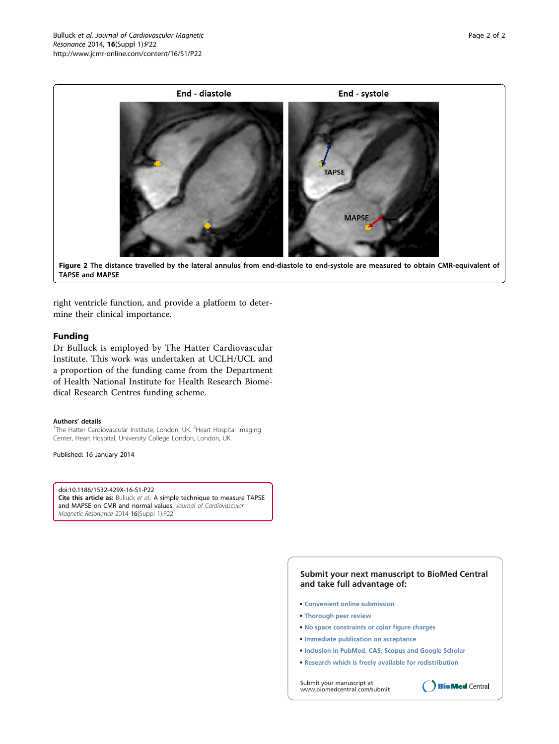End - diastole

End - systole

TAPSE

MAPSE

**Figure 2 The distance travelled by the lateral annulus from end-diastole to end-systole are measured to obtain CMR-equivalent of TAPSE and MAPSE**.

right ventricle function, and provide a platform to determine their clinical importance.

## Funding

Dr Bulluck is employed by The Hatter Cardiovascular Institute. This work was undertaken at UCLH/UCL and a proportion of the funding came from the Department of Health National Institute for Health Research Biomedical Research Centres funding scheme.

### Authors' details

[1]The Hatter Cardiovascular Institute, London, UK. [2]Heart Hospital Imaging Center, Heart Hospital, University College London, London, UK.

Published: 16 January 2014

doi:10.1186/1532-429X-16-S1-P22
**Cite this article as:** Bulluck *et al.*: A simple technique to measure TAPSE and MAPSE on CMR and normal values. *Journal of Cardiovascular Magnetic Resonance* 2014 **16**(Suppl 1):P22.

**Submit your next manuscript to BioMed Central and take full advantage of:**

- Convenient online submission
- Thorough peer review
- No space constraints or color figure charges
- Immediate publication on acceptance
- Inclusion in PubMed, CAS, Scopus and Google Scholar
- Research which is freely available for redistribution

Submit your manuscript at
www.biomedcentral.com/submit

BioMed Central